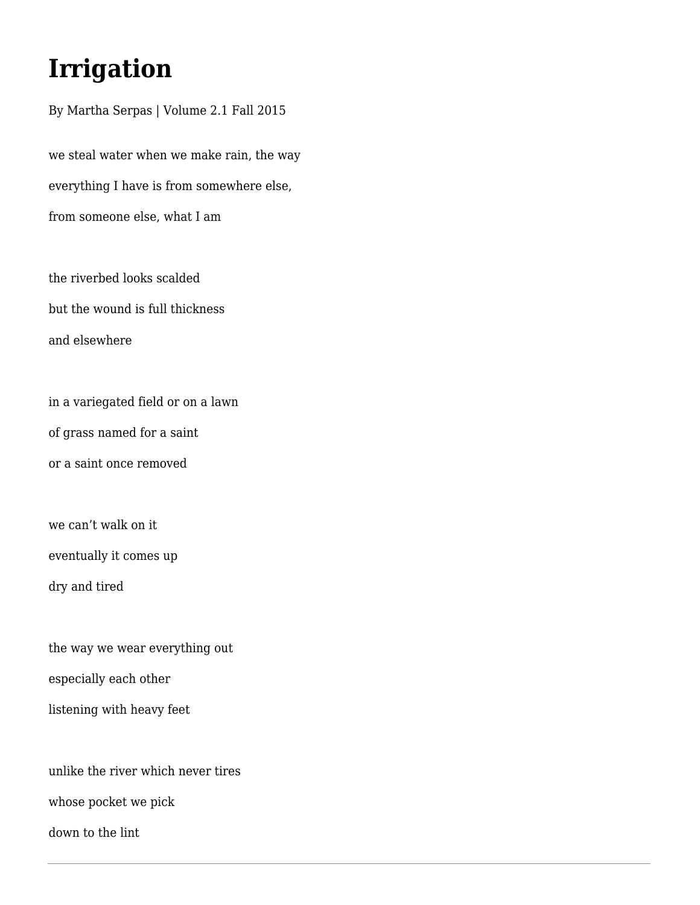# Irrigation

By Martha Serpas | Volume 2.1 Fall 2015

we steal water when we make rain, the way  
everything I have is from somewhere else,  
from someone else, what I am

the riverbed looks scalded  
but the wound is full thickness  
and elsewhere

in a variegated field or on a lawn  
of grass named for a saint  
or a saint once removed

we can’t walk on it  
eventually it comes up  
dry and tired

the way we wear everything out  
especially each other  
listening with heavy feet

unlike the river which never tires  
whose pocket we pick  
down to the lint

---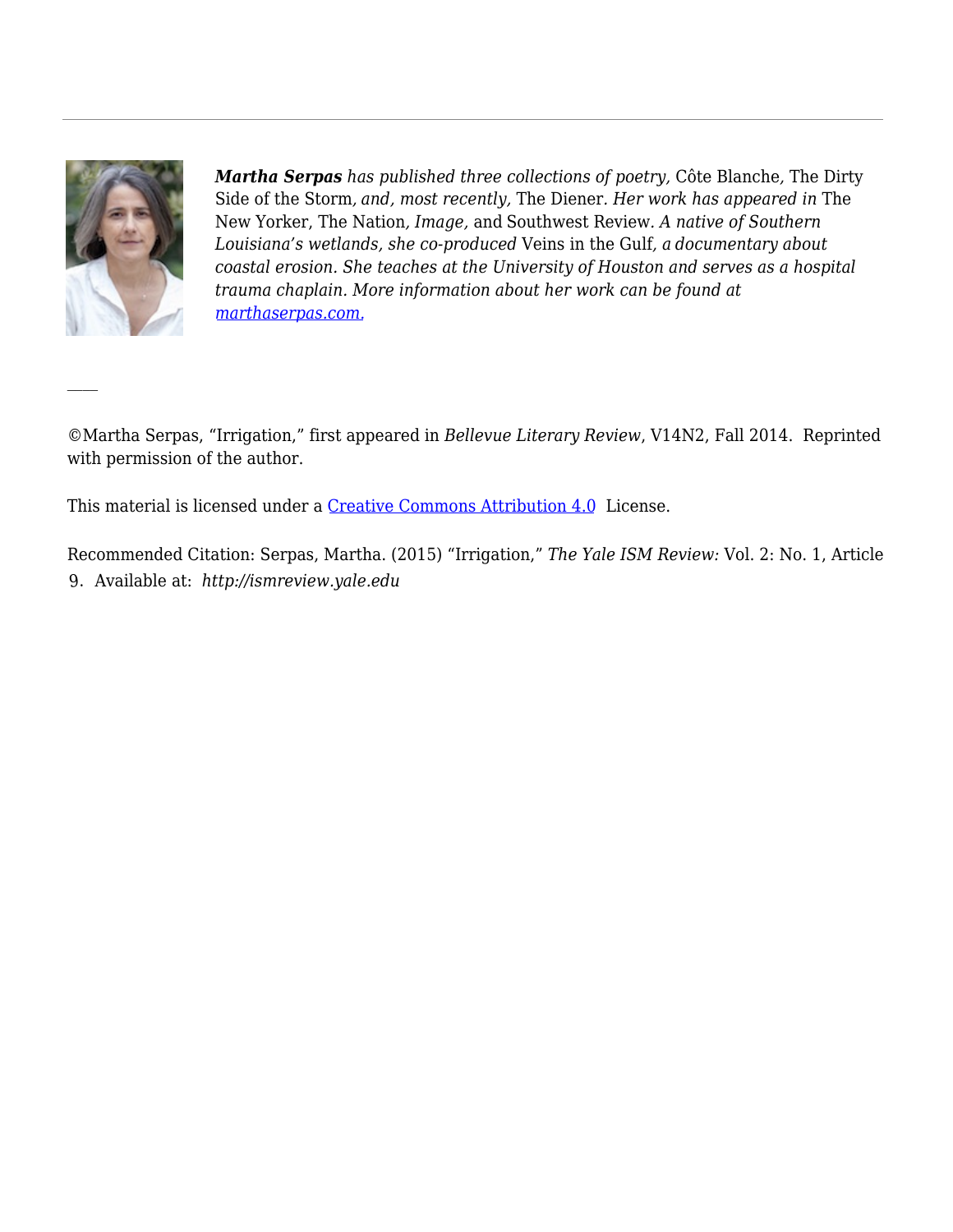---

***Martha Serpas** has published three collections of poetry,* Côte Blanche*,* The Dirty Side of the Storm*, and, most recently,* The Diener*. Her work has appeared in* The New Yorker, The Nation*, Image,* and Southwest Review*. A native of Southern Louisiana's wetlands, she co-produced* Veins in the Gulf*, a documentary about coastal erosion. She teaches at the University of Houston and serves as a hospital trauma chaplain. More information about her work can be found at [marthaserpas.com.](marthaserpas.com)*

——

©Martha Serpas, "Irrigation," first appeared in *Bellevue Literary Review*, V14N2, Fall 2014. Reprinted with permission of the author.

This material is licensed under a [Creative Commons Attribution 4.0](https://creativecommons.org/licenses/by/4.0/) License.

Recommended Citation: Serpas, Martha. (2015) "Irrigation," *The Yale ISM Review:* Vol. 2: No. 1, Article 9. Available at: *http://ismreview.yale.edu*